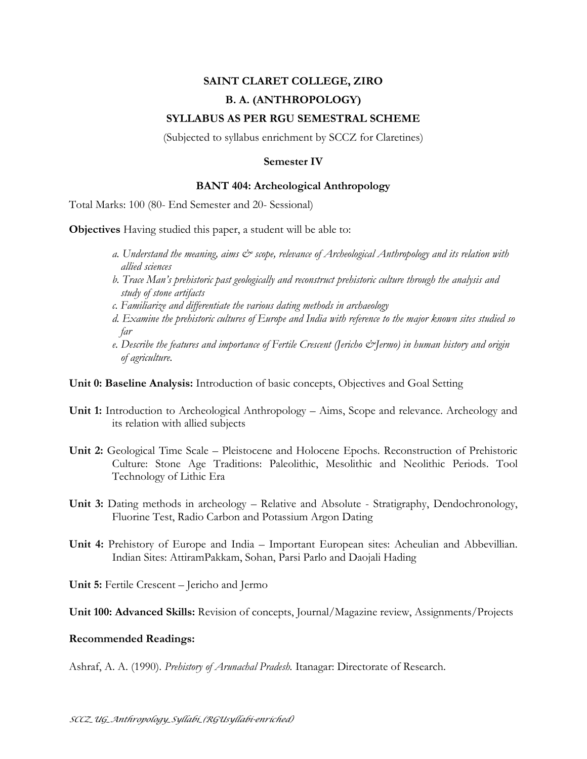# SAINT CLARET COLLEGE, ZIRO

## B. A. (ANTHROPOLOGY)

## SYLLABUS AS PER RGU SEMESTRAL SCHEME

(Subjected to syllabus enrichment by SCCZ for Claretines)

### Semester IV

### BANT 404: Archeological Anthropology

Total Marks: 100 (80- End Semester and 20- Sessional)

**Objectives** Having studied this paper, a student will be able to:

*a. Understand the meaning, aims & scope, relevance of Archeological Anthropology and its relation with allied sciences*
*b. Trace Man's prehistoric past geologically and reconstruct prehistoric culture through the analysis and study of stone artifacts*
*c. Familiarize and differentiate the various dating methods in archaeology*
*d. Examine the prehistoric cultures of Europe and India with reference to the major known sites studied so far*
*e. Describe the features and importance of Fertile Crescent (Jericho &Jermo) in human history and origin of agriculture.*

**Unit 0: Baseline Analysis:** Introduction of basic concepts, Objectives and Goal Setting

**Unit 1:** Introduction to Archeological Anthropology – Aims, Scope and relevance. Archeology and its relation with allied subjects

**Unit 2:** Geological Time Scale – Pleistocene and Holocene Epochs. Reconstruction of Prehistoric Culture: Stone Age Traditions: Paleolithic, Mesolithic and Neolithic Periods. Tool Technology of Lithic Era

**Unit 3:** Dating methods in archeology – Relative and Absolute - Stratigraphy, Dendochronology, Fluorine Test, Radio Carbon and Potassium Argon Dating

**Unit 4:** Prehistory of Europe and India – Important European sites: Acheulian and Abbevillian. Indian Sites: AttiramPakkam, Sohan, Parsi Parlo and Daojali Hading

**Unit 5:** Fertile Crescent – Jericho and Jermo

**Unit 100: Advanced Skills:** Revision of concepts, Journal/Magazine review, Assignments/Projects

**Recommended Readings:**

Ashraf, A. A. (1990). *Prehistory of Arunachal Pradesh.* Itanagar: Directorate of Research.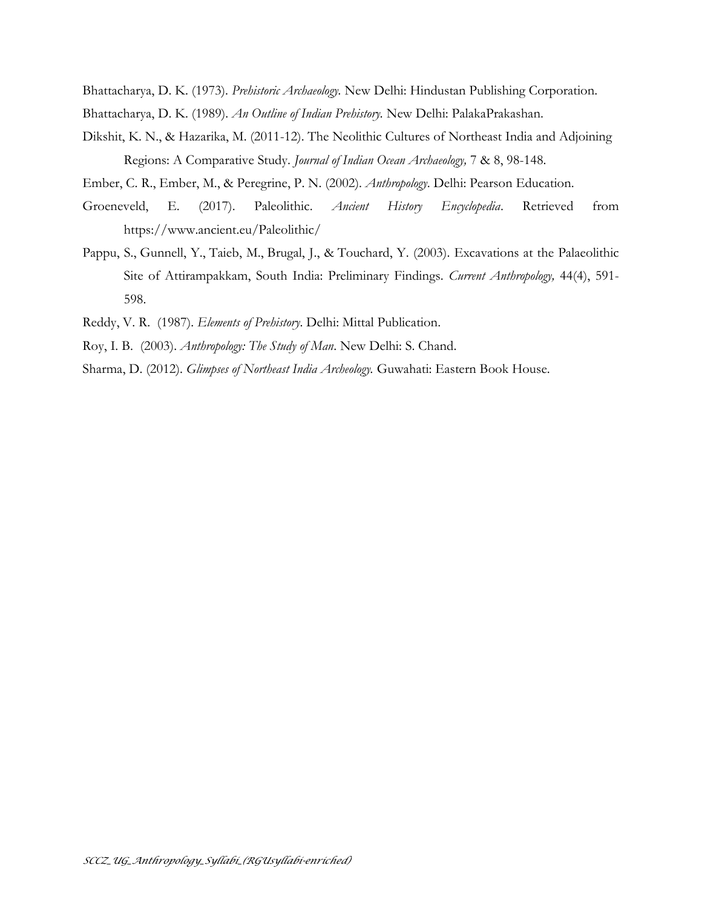Bhattacharya, D. K. (1973). *Prehistoric Archaeology.* New Delhi: Hindustan Publishing Corporation.

Bhattacharya, D. K. (1989). *An Outline of Indian Prehistory.* New Delhi: PalakaPrakashan.

Dikshit, K. N., & Hazarika, M. (2011-12). The Neolithic Cultures of Northeast India and Adjoining Regions: A Comparative Study. *Journal of Indian Ocean Archaeology,* 7 & 8, 98-148.

Ember, C. R., Ember, M., & Peregrine, P. N. (2002). *Anthropology*. Delhi: Pearson Education.

Groeneveld, E. (2017). Paleolithic. *Ancient History Encyclopedia*. Retrieved from https://www.ancient.eu/Paleolithic/

Pappu, S., Gunnell, Y., Taieb, M., Brugal, J., & Touchard, Y. (2003). Excavations at the Palaeolithic Site of Attirampakkam, South India: Preliminary Findings. *Current Anthropology,* 44(4), 591-598.

Reddy, V. R. (1987). *Elements of Prehistory*. Delhi: Mittal Publication.

Roy, I. B. (2003). *Anthropology: The Study of Man*. New Delhi: S. Chand.

Sharma, D. (2012). *Glimpses of Northeast India Archeology.* Guwahati: Eastern Book House.